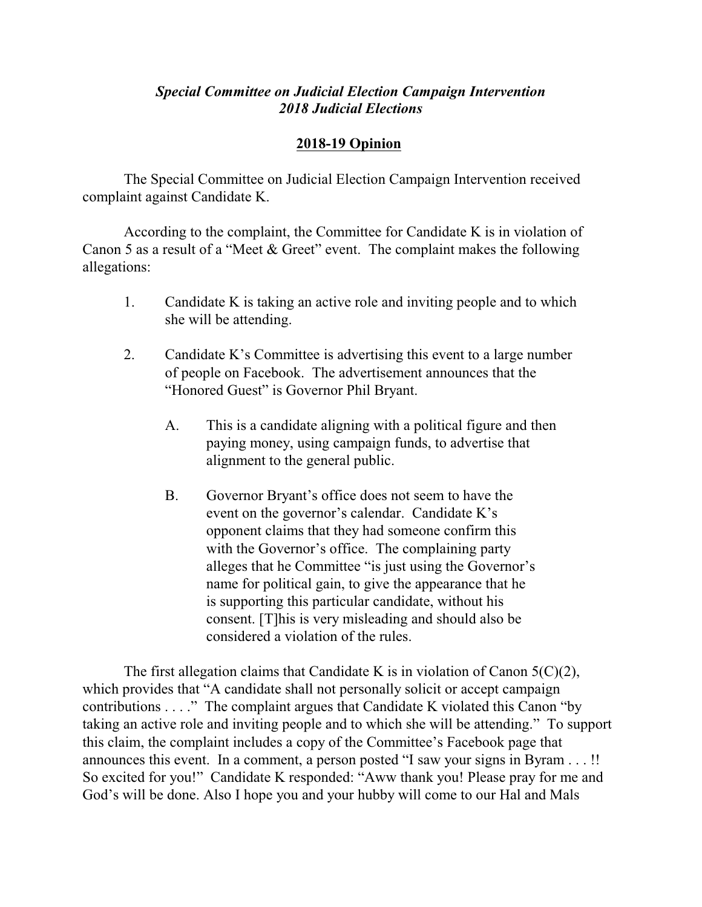*Special Committee on Judicial Election Campaign Intervention*
*2018 Judicial Elections*

**2018-19 Opinion**

The Special Committee on Judicial Election Campaign Intervention received complaint against Candidate K.

According to the complaint, the Committee for Candidate K is in violation of Canon 5 as a result of a "Meet & Greet" event. The complaint makes the following allegations:

1. Candidate K is taking an active role and inviting people and to which she will be attending.

2. Candidate K's Committee is advertising this event to a large number of people on Facebook. The advertisement announces that the "Honored Guest" is Governor Phil Bryant.

   A. This is a candidate aligning with a political figure and then paying money, using campaign funds, to advertise that alignment to the general public.

   B. Governor Bryant's office does not seem to have the event on the governor's calendar. Candidate K's opponent claims that they had someone confirm this with the Governor's office. The complaining party alleges that he Committee "is just using the Governor's name for political gain, to give the appearance that he is supporting this particular candidate, without his consent. [T]his is very misleading and should also be considered a violation of the rules.

The first allegation claims that Candidate K is in violation of Canon 5(C)(2), which provides that "A candidate shall not personally solicit or accept campaign contributions . . . ." The complaint argues that Candidate K violated this Canon "by taking an active role and inviting people and to which she will be attending." To support this claim, the complaint includes a copy of the Committee's Facebook page that announces this event. In a comment, a person posted "I saw your signs in Byram . . . !! So excited for you!" Candidate K responded: "Aww thank you! Please pray for me and God's will be done. Also I hope you and your hubby will come to our Hal and Mals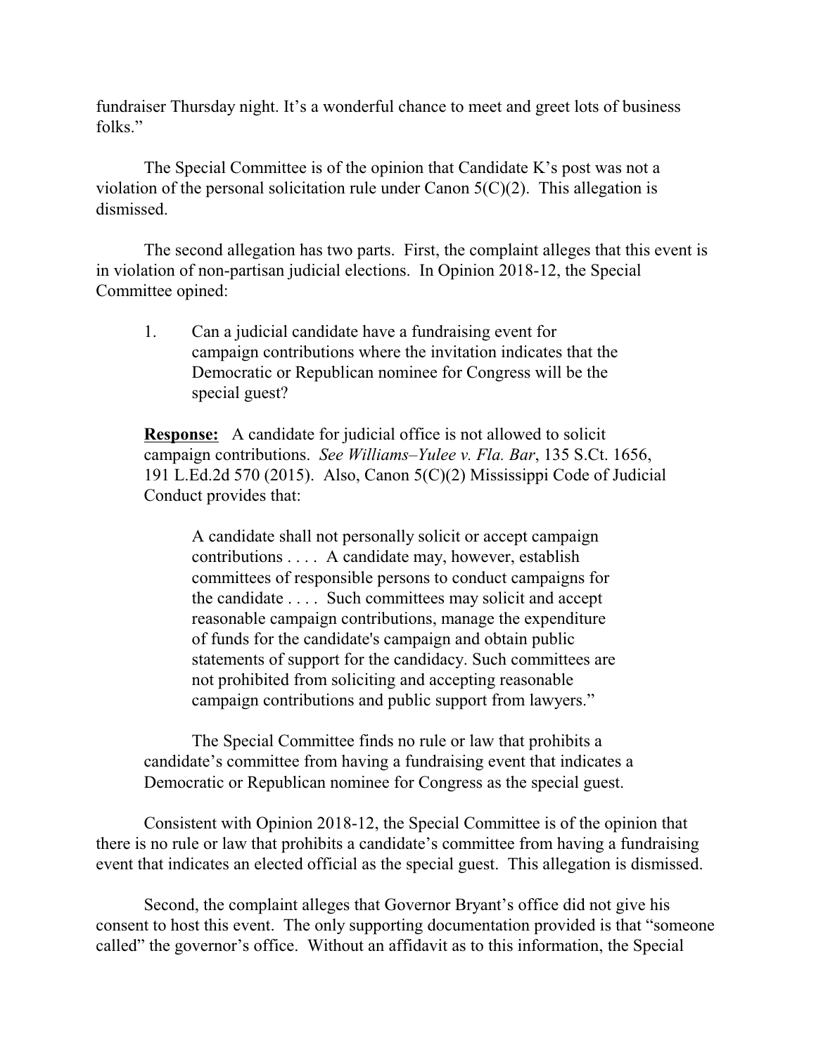fundraiser Thursday night. It's a wonderful chance to meet and greet lots of business folks."

The Special Committee is of the opinion that Candidate K's post was not a violation of the personal solicitation rule under Canon 5(C)(2). This allegation is dismissed.

The second allegation has two parts. First, the complaint alleges that this event is in violation of non-partisan judicial elections. In Opinion 2018-12, the Special Committee opined:

> 1. Can a judicial candidate have a fundraising event for campaign contributions where the invitation indicates that the Democratic or Republican nominee for Congress will be the special guest?
>
> **Response:** A candidate for judicial office is not allowed to solicit campaign contributions. *See Williams–Yulee v. Fla. Bar*, 135 S.Ct. 1656, 191 L.Ed.2d 570 (2015). Also, Canon 5(C)(2) Mississippi Code of Judicial Conduct provides that:
>
> > A candidate shall not personally solicit or accept campaign contributions . . . . A candidate may, however, establish committees of responsible persons to conduct campaigns for the candidate . . . . Such committees may solicit and accept reasonable campaign contributions, manage the expenditure of funds for the candidate's campaign and obtain public statements of support for the candidacy. Such committees are not prohibited from soliciting and accepting reasonable campaign contributions and public support from lawyers."
>
> The Special Committee finds no rule or law that prohibits a candidate's committee from having a fundraising event that indicates a Democratic or Republican nominee for Congress as the special guest.

Consistent with Opinion 2018-12, the Special Committee is of the opinion that there is no rule or law that prohibits a candidate's committee from having a fundraising event that indicates an elected official as the special guest. This allegation is dismissed.

Second, the complaint alleges that Governor Bryant's office did not give his consent to host this event. The only supporting documentation provided is that "someone called" the governor's office. Without an affidavit as to this information, the Special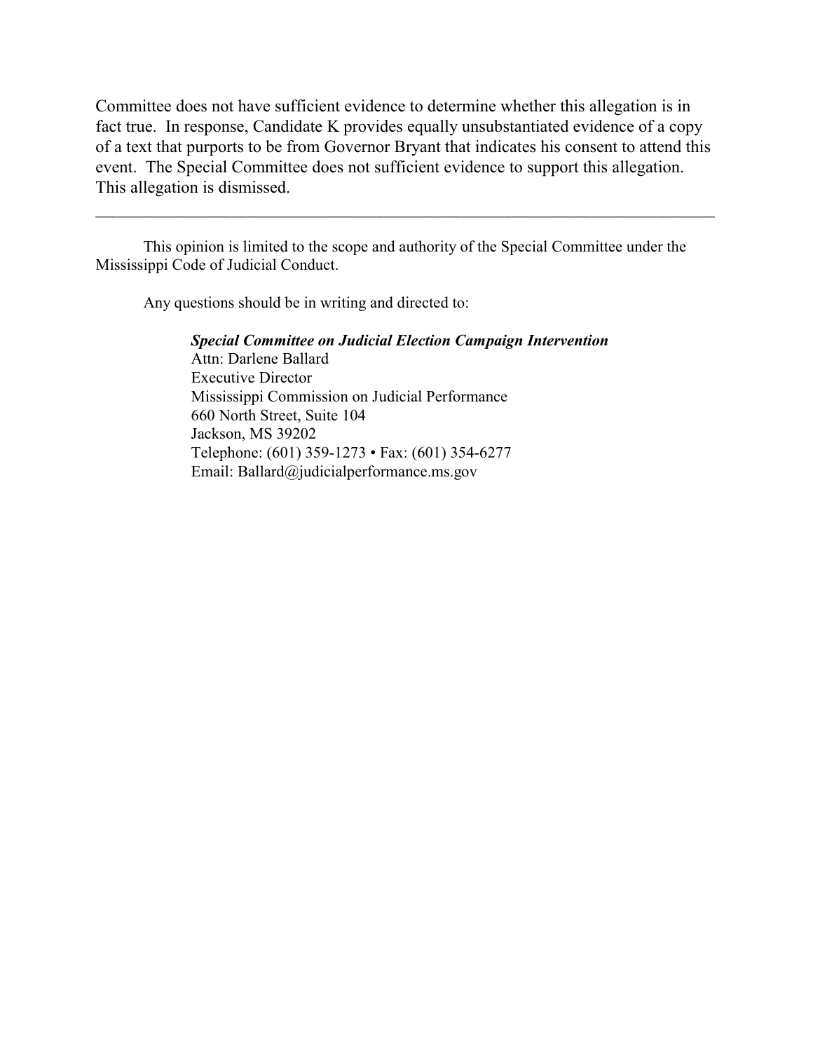Committee does not have sufficient evidence to determine whether this allegation is in fact true. In response, Candidate K provides equally unsubstantiated evidence of a copy of a text that purports to be from Governor Bryant that indicates his consent to attend this event. The Special Committee does not sufficient evidence to support this allegation. This allegation is dismissed.

---

This opinion is limited to the scope and authority of the Special Committee under the Mississippi Code of Judicial Conduct.

Any questions should be in writing and directed to:

> ***Special Committee on Judicial Election Campaign Intervention***
> Attn: Darlene Ballard
> Executive Director
> Mississippi Commission on Judicial Performance
> 660 North Street, Suite 104
> Jackson, MS 39202
> Telephone: (601) 359-1273 • Fax: (601) 354-6277
> Email: Ballard@judicialperformance.ms.gov